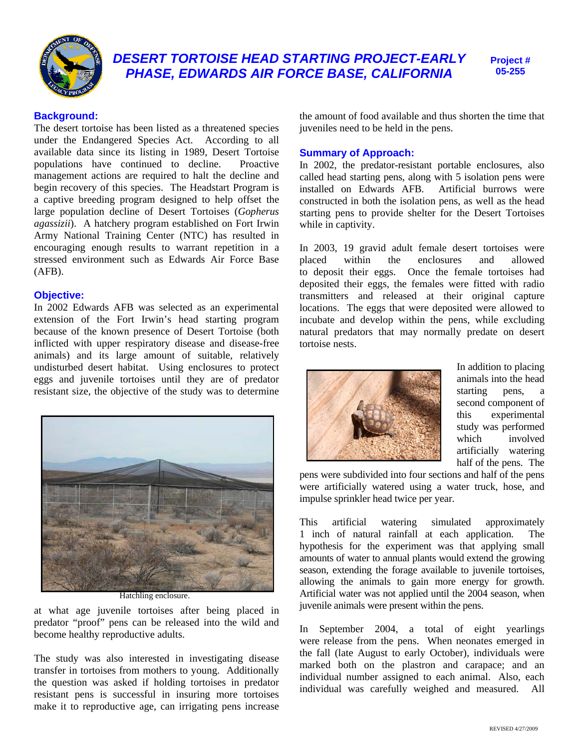# DESERT TORTOISE HEAD STARTING PROJECT-EARLY PHASE, EDWARDS AIR FORCE BASE, CALIFORNIA

**Project # 05-255**

## Background:

The desert tortoise has been listed as a threatened species under the Endangered Species Act. According to all available data since its listing in 1989, Desert Tortoise populations have continued to decline. Proactive management actions are required to halt the decline and begin recovery of this species. The Headstart Program is a captive breeding program designed to help offset the large population decline of Desert Tortoises (*Gopherus agassizii*). A hatchery program established on Fort Irwin Army National Training Center (NTC) has resulted in encouraging enough results to warrant repetition in a stressed environment such as Edwards Air Force Base (AFB).

## Objective:

In 2002 Edwards AFB was selected as an experimental extension of the Fort Irwin's head starting program because of the known presence of Desert Tortoise (both inflicted with upper respiratory disease and disease-free animals) and its large amount of suitable, relatively undisturbed desert habitat. Using enclosures to protect eggs and juvenile tortoises until they are of predator resistant size, the objective of the study was to determine at what age juvenile tortoises after being placed in predator "proof" pens can be released into the wild and become healthy reproductive adults.

Hatchling enclosure.

The study was also interested in investigating disease transfer in tortoises from mothers to young. Additionally the question was asked if holding tortoises in predator resistant pens is successful in insuring more tortoises make it to reproductive age, can irrigating pens increase the amount of food available and thus shorten the time that juveniles need to be held in the pens.

## Summary of Approach:

In 2002, the predator-resistant portable enclosures, also called head starting pens, along with 5 isolation pens were installed on Edwards AFB. Artificial burrows were constructed in both the isolation pens, as well as the head starting pens to provide shelter for the Desert Tortoises while in captivity.

In 2003, 19 gravid adult female desert tortoises were placed within the enclosures and allowed to deposit their eggs. Once the female tortoises had deposited their eggs, the females were fitted with radio transmitters and released at their original capture locations. The eggs that were deposited were allowed to incubate and develop within the pens, while excluding natural predators that may normally predate on desert tortoise nests.

In addition to placing animals into the head starting pens, a second component of this experimental study was performed which involved artificially watering half of the pens. The pens were subdivided into four sections and half of the pens were artificially watered using a water truck, hose, and impulse sprinkler head twice per year.

This artificial watering simulated approximately 1 inch of natural rainfall at each application. The hypothesis for the experiment was that applying small amounts of water to annual plants would extend the growing season, extending the forage available to juvenile tortoises, allowing the animals to gain more energy for growth. Artificial water was not applied until the 2004 season, when juvenile animals were present within the pens.

In September 2004, a total of eight yearlings were release from the pens. When neonates emerged in the fall (late August to early October), individuals were marked both on the plastron and carapace; and an individual number assigned to each animal. Also, each individual was carefully weighed and measured. All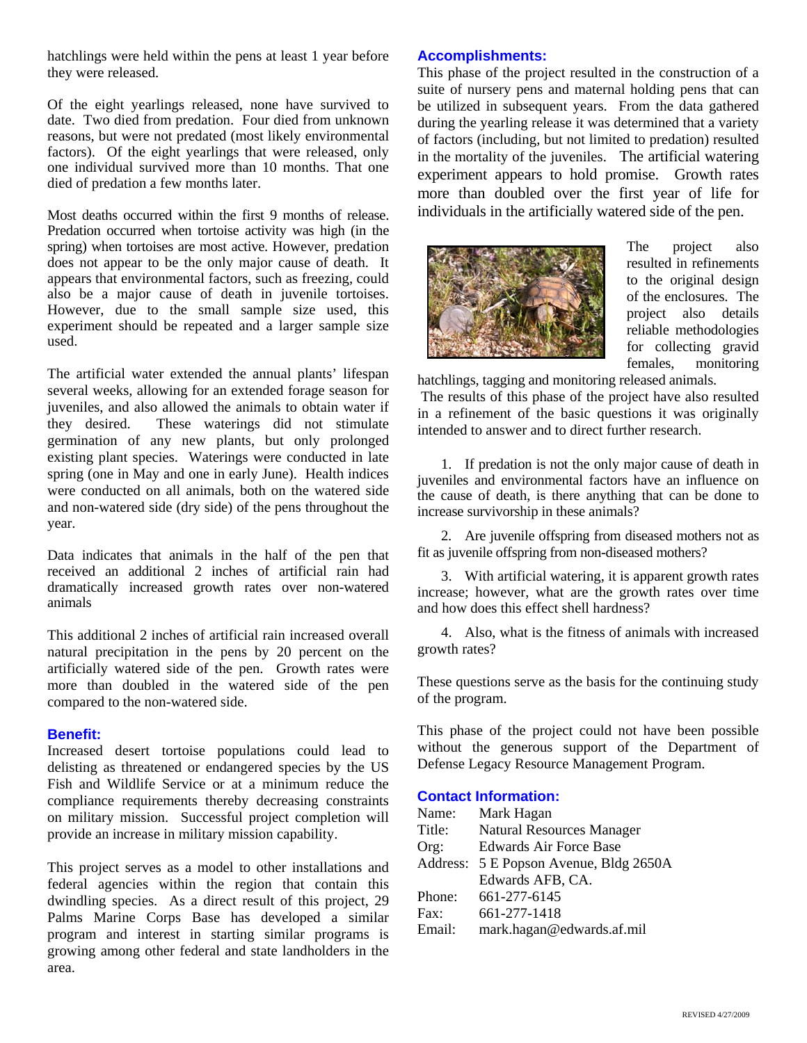hatchlings were held within the pens at least 1 year before they were released.

Of the eight yearlings released, none have survived to date. Two died from predation. Four died from unknown reasons, but were not predated (most likely environmental factors). Of the eight yearlings that were released, only one individual survived more than 10 months. That one died of predation a few months later.

Most deaths occurred within the first 9 months of release. Predation occurred when tortoise activity was high (in the spring) when tortoises are most active. However, predation does not appear to be the only major cause of death. It appears that environmental factors, such as freezing, could also be a major cause of death in juvenile tortoises. However, due to the small sample size used, this experiment should be repeated and a larger sample size used.

The artificial water extended the annual plants' lifespan several weeks, allowing for an extended forage season for juveniles, and also allowed the animals to obtain water if they desired. These waterings did not stimulate germination of any new plants, but only prolonged existing plant species. Waterings were conducted in late spring (one in May and one in early June). Health indices were conducted on all animals, both on the watered side and non-watered side (dry side) of the pens throughout the year.

Data indicates that animals in the half of the pen that received an additional 2 inches of artificial rain had dramatically increased growth rates over non-watered animals

This additional 2 inches of artificial rain increased overall natural precipitation in the pens by 20 percent on the artificially watered side of the pen. Growth rates were more than doubled in the watered side of the pen compared to the non-watered side.

## Benefit:

Increased desert tortoise populations could lead to delisting as threatened or endangered species by the US Fish and Wildlife Service or at a minimum reduce the compliance requirements thereby decreasing constraints on military mission. Successful project completion will provide an increase in military mission capability.

This project serves as a model to other installations and federal agencies within the region that contain this dwindling species. As a direct result of this project, 29 Palms Marine Corps Base has developed a similar program and interest in starting similar programs is growing among other federal and state landholders in the area.

## Accomplishments:

This phase of the project resulted in the construction of a suite of nursery pens and maternal holding pens that can be utilized in subsequent years. From the data gathered during the yearling release it was determined that a variety of factors (including, but not limited to predation) resulted in the mortality of the juveniles. The artificial watering experiment appears to hold promise. Growth rates more than doubled over the first year of life for individuals in the artificially watered side of the pen.

The project also resulted in refinements to the original design of the enclosures. The project also details reliable methodologies for collecting gravid females, monitoring hatchlings, tagging and monitoring released animals.

The results of this phase of the project have also resulted in a refinement of the basic questions it was originally intended to answer and to direct further research.

1. If predation is not the only major cause of death in juveniles and environmental factors have an influence on the cause of death, is there anything that can be done to increase survivorship in these animals?

2. Are juvenile offspring from diseased mothers not as fit as juvenile offspring from non-diseased mothers?

3. With artificial watering, it is apparent growth rates increase; however, what are the growth rates over time and how does this effect shell hardness?

4. Also, what is the fitness of animals with increased growth rates?

These questions serve as the basis for the continuing study of the program.

This phase of the project could not have been possible without the generous support of the Department of Defense Legacy Resource Management Program.

## Contact Information:

Name: Mark Hagan
Title: Natural Resources Manager
Org: Edwards Air Force Base
Address: 5 E Popson Avenue, Bldg 2650A
Edwards AFB, CA.
Phone: 661-277-6145
Fax: 661-277-1418
Email: mark.hagan@edwards.af.mil

REVISED 4/27/2009